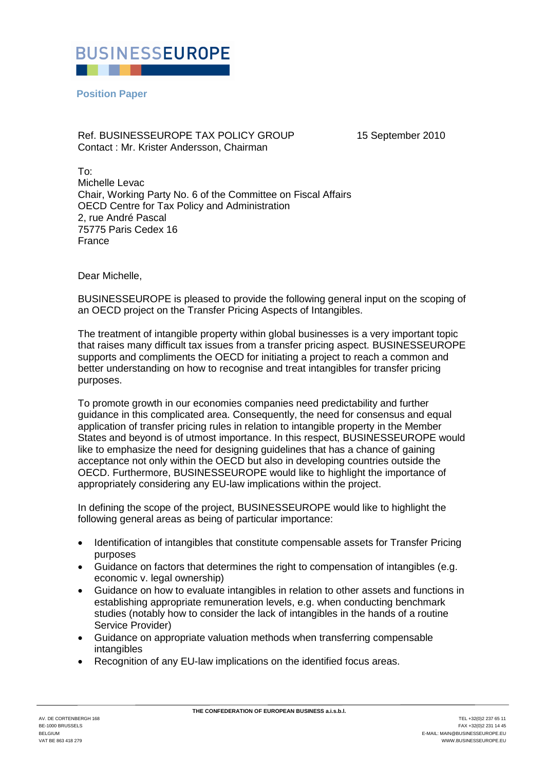# BUSINESSEUROPE

**Position Paper**

Ref. BUSINESSEUROPE TAX POLICY GROUP
Contact : Mr. Krister Andersson, Chairman

15 September 2010

To:
Michelle Levac
Chair, Working Party No. 6 of the Committee on Fiscal Affairs
OECD Centre for Tax Policy and Administration
2, rue André Pascal
75775 Paris Cedex 16
France

Dear Michelle,

BUSINESSEUROPE is pleased to provide the following general input on the scoping of an OECD project on the Transfer Pricing Aspects of Intangibles.

The treatment of intangible property within global businesses is a very important topic that raises many difficult tax issues from a transfer pricing aspect. BUSINESSEUROPE supports and compliments the OECD for initiating a project to reach a common and better understanding on how to recognise and treat intangibles for transfer pricing purposes.

To promote growth in our economies companies need predictability and further guidance in this complicated area. Consequently, the need for consensus and equal application of transfer pricing rules in relation to intangible property in the Member States and beyond is of utmost importance. In this respect, BUSINESSEUROPE would like to emphasize the need for designing guidelines that has a chance of gaining acceptance not only within the OECD but also in developing countries outside the OECD. Furthermore, BUSINESSEUROPE would like to highlight the importance of appropriately considering any EU-law implications within the project.

In defining the scope of the project, BUSINESSEUROPE would like to highlight the following general areas as being of particular importance:

- Identification of intangibles that constitute compensable assets for Transfer Pricing purposes
- Guidance on factors that determines the right to compensation of intangibles (e.g. economic v. legal ownership)
- Guidance on how to evaluate intangibles in relation to other assets and functions in establishing appropriate remuneration levels, e.g. when conducting benchmark studies (notably how to consider the lack of intangibles in the hands of a routine Service Provider)
- Guidance on appropriate valuation methods when transferring compensable intangibles
- Recognition of any EU-law implications on the identified focus areas.

THE CONFEDERATION OF EUROPEAN BUSINESS a.i.s.b.l.

AV. DE CORTENBERGH 168
BE-1000 BRUSSELS
BELGIUM
VAT BE 863 418 279

TEL +32(0)2 237 65 11
FAX +32(0)2 231 14 45
E-MAIL: MAIN@BUSINESSEUROPE.EU
WWW.BUSINESSEUROPE.EU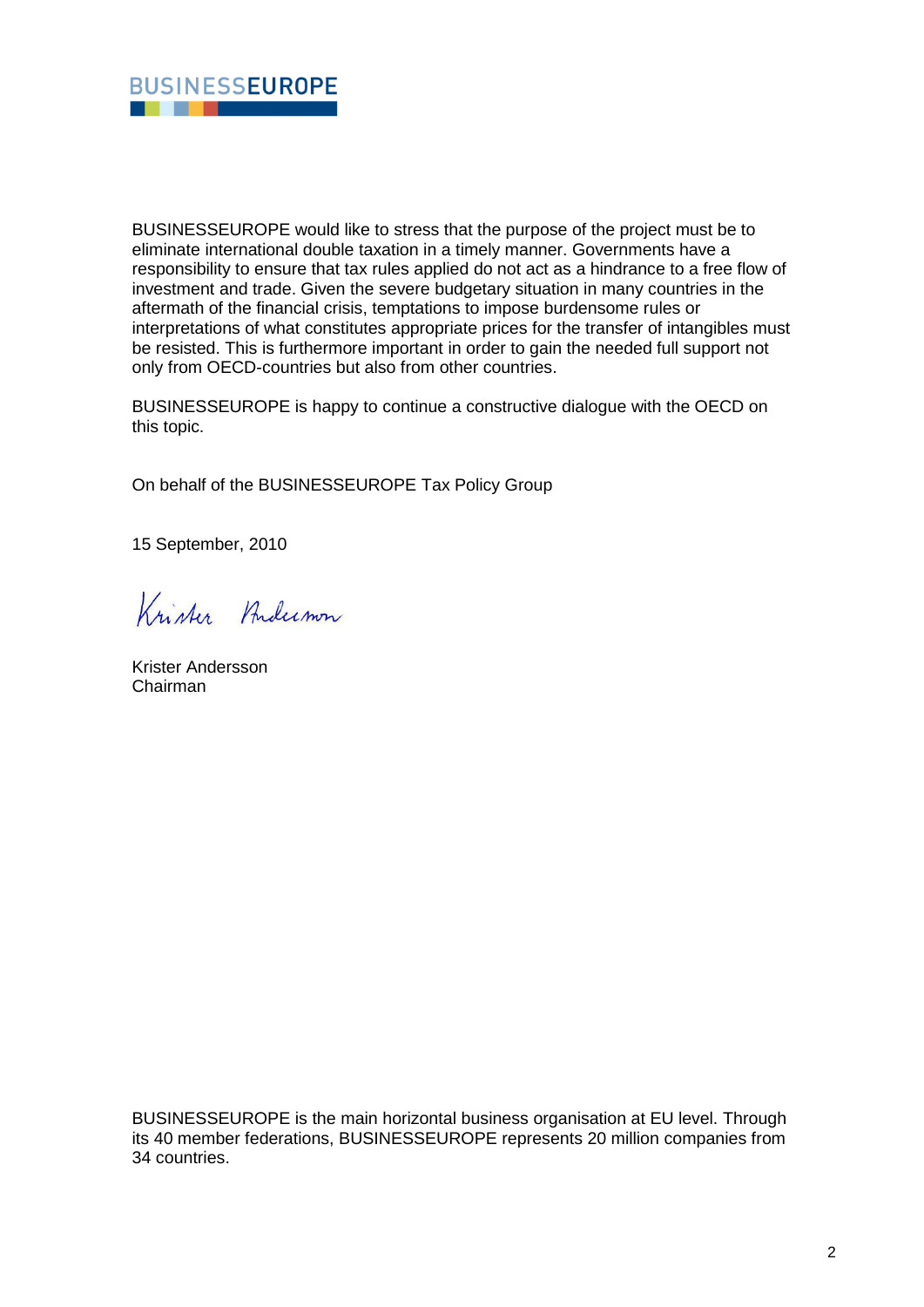BUSINESSEUROPE would like to stress that the purpose of the project must be to eliminate international double taxation in a timely manner. Governments have a responsibility to ensure that tax rules applied do not act as a hindrance to a free flow of investment and trade. Given the severe budgetary situation in many countries in the aftermath of the financial crisis, temptations to impose burdensome rules or interpretations of what constitutes appropriate prices for the transfer of intangibles must be resisted. This is furthermore important in order to gain the needed full support not only from OECD-countries but also from other countries.

BUSINESSEUROPE is happy to continue a constructive dialogue with the OECD on this topic.

On behalf of the BUSINESSEUROPE Tax Policy Group

15 September, 2010

Krister Andersson
Chairman

BUSINESSEUROPE is the main horizontal business organisation at EU level. Through its 40 member federations, BUSINESSEUROPE represents 20 million companies from 34 countries.